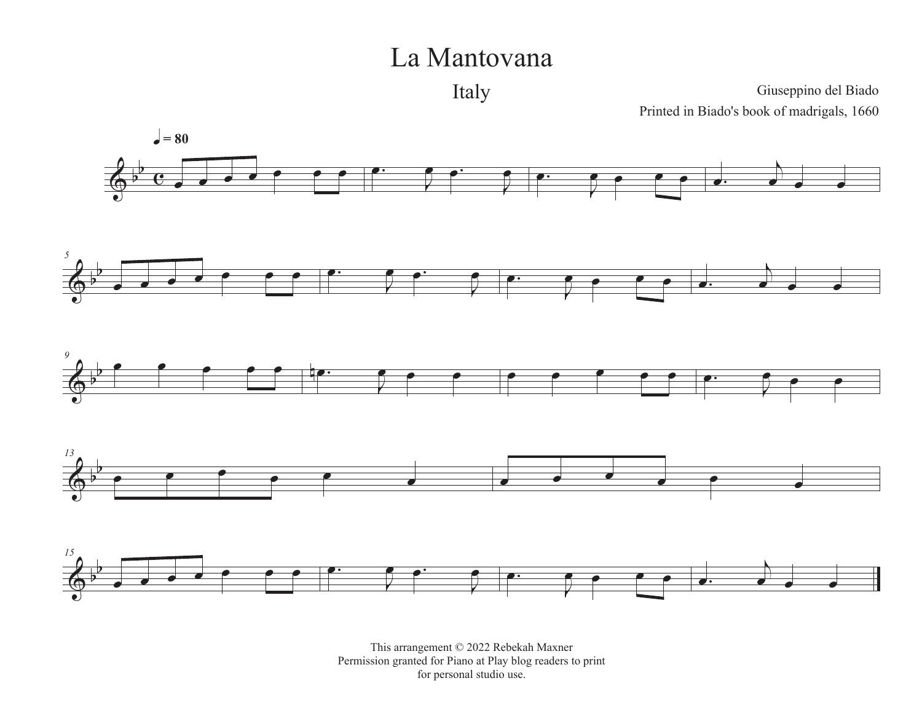# La Mantovana

## Italy

Giuseppino del Biado

Printed in Biado's book of madrigals, 1660

This arrangement © 2022 Rebekah Maxner
Permission granted for Piano at Play blog readers to print
for personal studio use.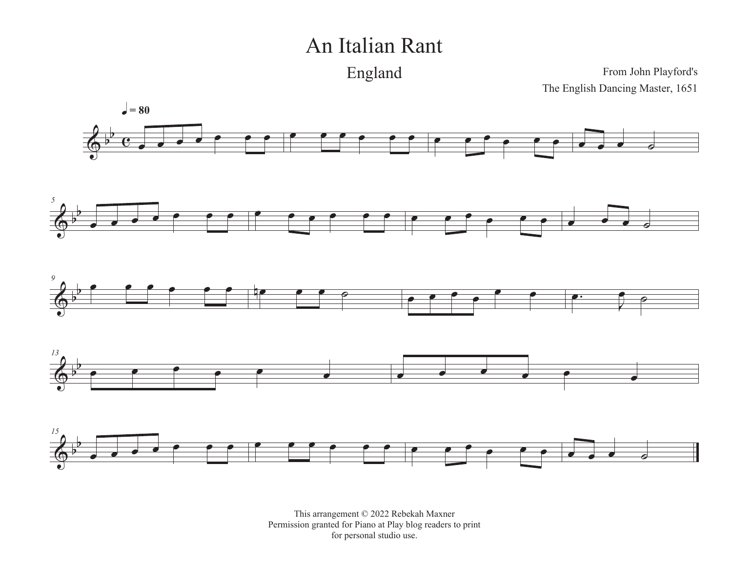# An Italian Rant

## England

From John Playford's
The English Dancing Master, 1651

This arrangement © 2022 Rebekah Maxner
Permission granted for Piano at Play blog readers to print
for personal studio use.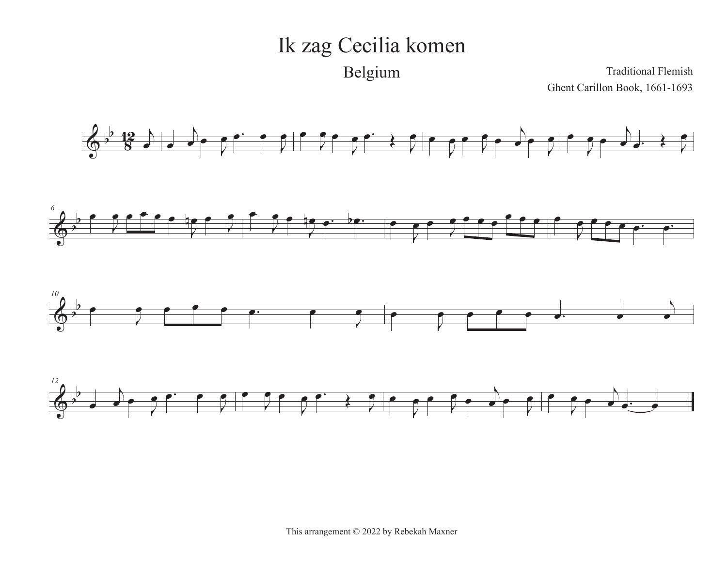# Ik zag Cecilia komen

## Belgium

Traditional Flemish

Ghent Carillon Book, 1661-1693

This arrangement © 2022 by Rebekah Maxner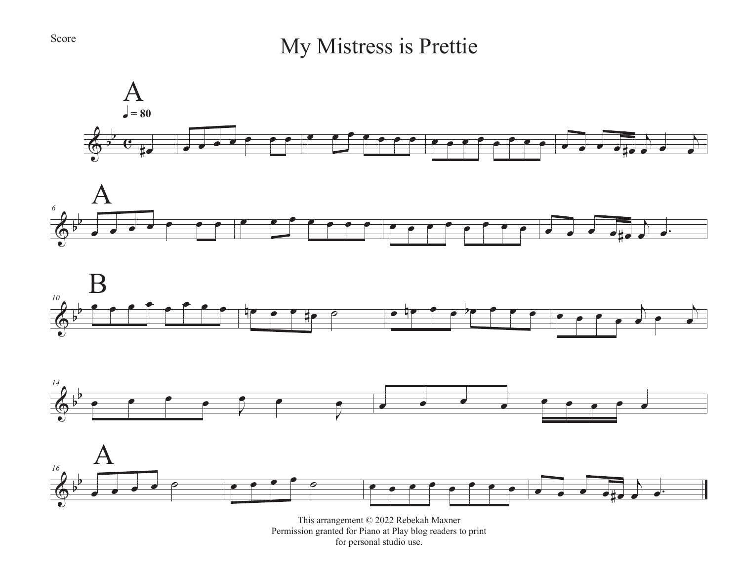Score

# My Mistress is Prettie

This arrangement © 2022 Rebekah Maxner
Permission granted for Piano at Play blog readers to print
for personal studio use.